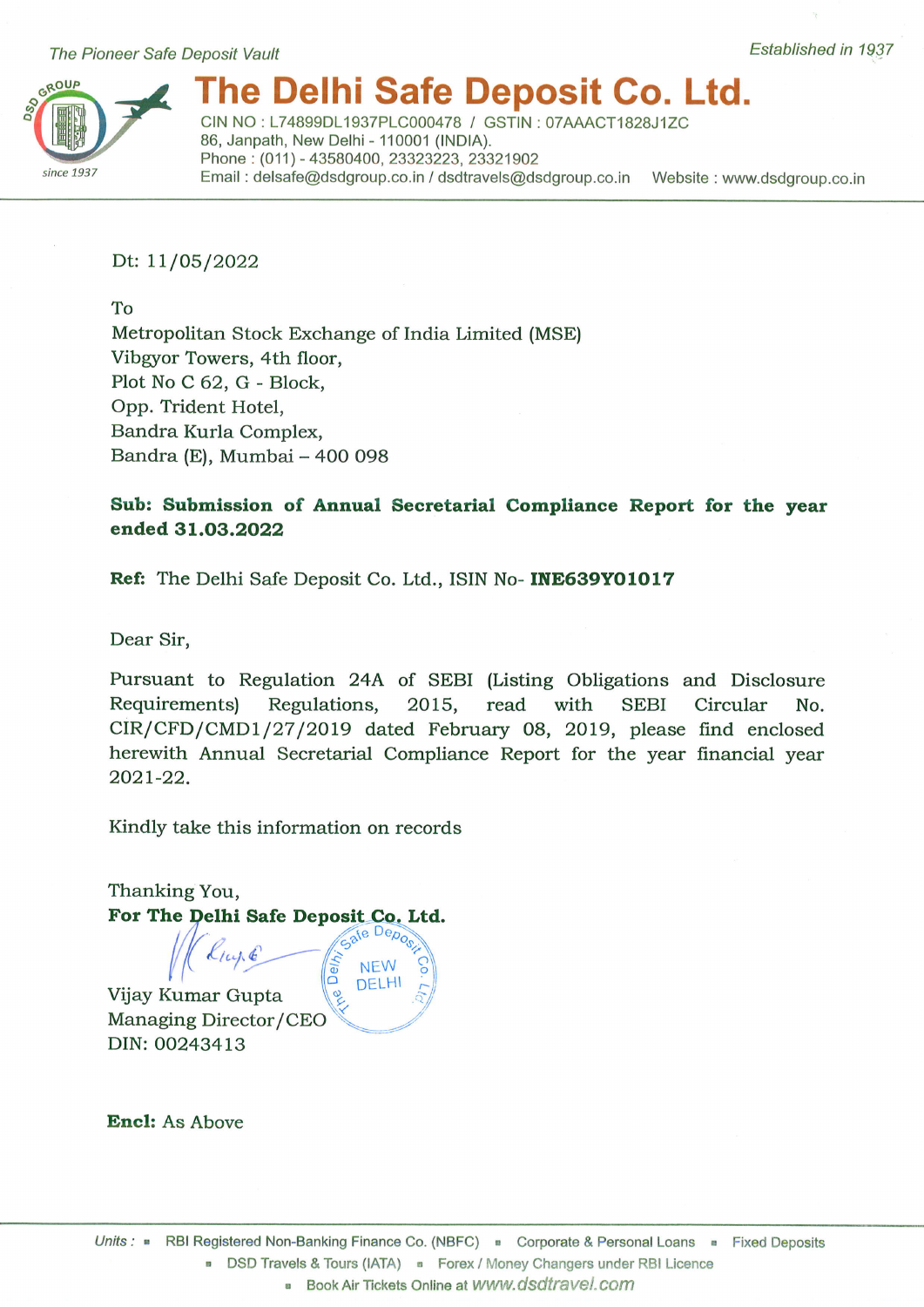The Pioneer Safe Deposit Vault

Established in 1937

# The Delhi Safe Deposit Co. Ltd.

CIN NO : L74899DL1937PLC000478 / GSTIN : 07AAACT1828J1ZC
86, Janpath, New Delhi - 110001 (INDIA).
Phone : (011) - 43580400, 23323223, 23321902
Email : delsafe@dsdgroup.co.in / dsdtravels@dsdgroup.co.in Website : www.dsdgroup.co.in

Dt: 11/05/2022

To
Metropolitan Stock Exchange of India Limited (MSE)
Vibgyor Towers, 4th floor,
Plot No C 62, G - Block,
Opp. Trident Hotel,
Bandra Kurla Complex,
Bandra (E), Mumbai – 400 098

**Sub: Submission of Annual Secretarial Compliance Report for the year ended 31.03.2022**

**Ref:** The Delhi Safe Deposit Co. Ltd., ISIN No- **INE639Y01017**

Dear Sir,

Pursuant to Regulation 24A of SEBI (Listing Obligations and Disclosure Requirements) Regulations, 2015, read with SEBI Circular No. CIR/CFD/CMD1/27/2019 dated February 08, 2019, please find enclosed herewith Annual Secretarial Compliance Report for the year financial year 2021-22.

Kindly take this information on records

Thanking You,
**For The Delhi Safe Deposit Co. Ltd.**

Vijay Kumar Gupta
Managing Director/CEO
DIN: 00243413

**Encl:** As Above

Units : RBI Registered Non-Banking Finance Co. (NBFC) ▪ Corporate & Personal Loans ▪ Fixed Deposits
▪ DSD Travels & Tours (IATA) ▪ Forex / Money Changers under RBI Licence
▪ Book Air Tickets Online at www.dsdtravel.com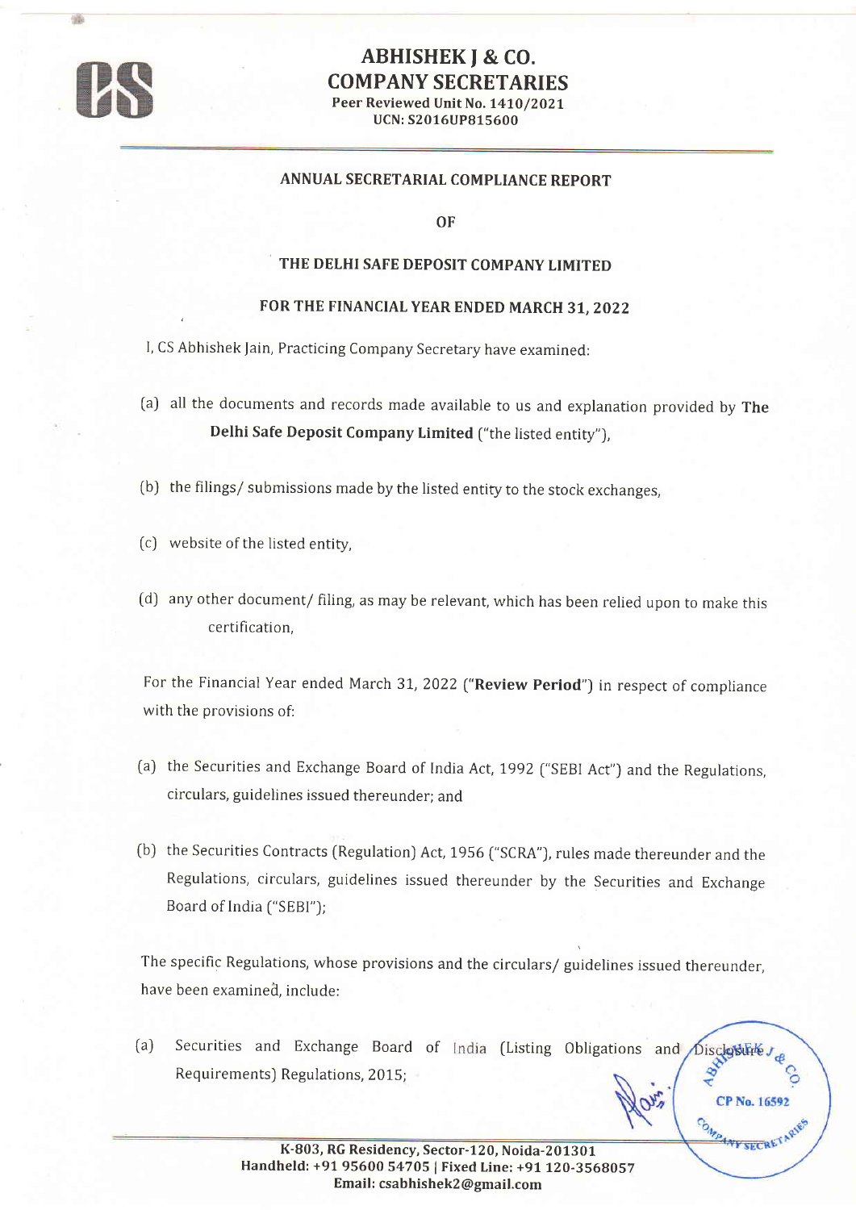# ABHISHEK J & CO.
## COMPANY SECRETARIES
**Peer Reviewed Unit No. 1410/2021**
**UCN: S2016UP815600**

### ANNUAL SECRETARIAL COMPLIANCE REPORT

### OF

### THE DELHI SAFE DEPOSIT COMPANY LIMITED

### FOR THE FINANCIAL YEAR ENDED MARCH 31, 2022

I, CS Abhishek Jain, Practicing Company Secretary have examined:

(a) all the documents and records made available to us and explanation provided by **The Delhi Safe Deposit Company Limited** ("the listed entity"),

(b) the filings/ submissions made by the listed entity to the stock exchanges,

(c) website of the listed entity,

(d) any other document/ filing, as may be relevant, which has been relied upon to make this certification,

For the Financial Year ended March 31, 2022 ("**Review Period**") in respect of compliance with the provisions of:

(a) the Securities and Exchange Board of India Act, 1992 ("SEBI Act") and the Regulations, circulars, guidelines issued thereunder; and

(b) the Securities Contracts (Regulation) Act, 1956 ("SCRA"), rules made thereunder and the Regulations, circulars, guidelines issued thereunder by the Securities and Exchange Board of India ("SEBI");

The specific Regulations, whose provisions and the circulars/ guidelines issued thereunder, have been examined, include:

(a) Securities and Exchange Board of India (Listing Obligations and Disclosure Requirements) Regulations, 2015;

K-803, RG Residency, Sector-120, Noida-201301
Handheld: +91 95600 54705 | Fixed Line: +91 120-3568057
Email: csabhishek2@gmail.com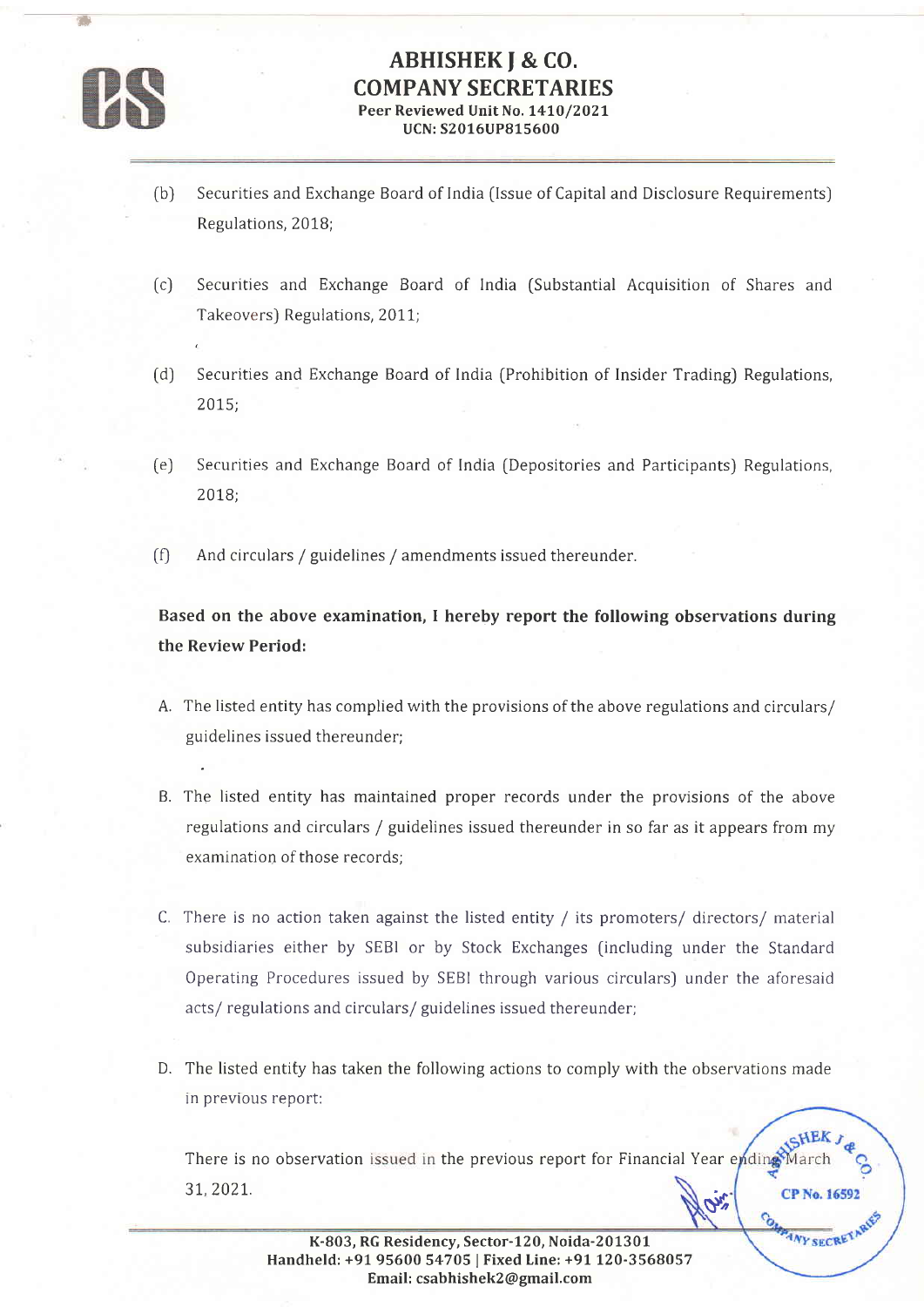(b) Securities and Exchange Board of India (Issue of Capital and Disclosure Requirements) Regulations, 2018;

(c) Securities and Exchange Board of India (Substantial Acquisition of Shares and Takeovers) Regulations, 2011;

(d) Securities and Exchange Board of India (Prohibition of Insider Trading) Regulations, 2015;

(e) Securities and Exchange Board of India (Depositories and Participants) Regulations, 2018;

(f) And circulars / guidelines / amendments issued thereunder.

**Based on the above examination, I hereby report the following observations during the Review Period:**

A. The listed entity has complied with the provisions of the above regulations and circulars/ guidelines issued thereunder;

B. The listed entity has maintained proper records under the provisions of the above regulations and circulars / guidelines issued thereunder in so far as it appears from my examination of those records;

C. There is no action taken against the listed entity / its promoters/ directors/ material subsidiaries either by SEBI or by Stock Exchanges (including under the Standard Operating Procedures issued by SEBI through various circulars) under the aforesaid acts/ regulations and circulars/ guidelines issued thereunder;

D. The listed entity has taken the following actions to comply with the observations made in previous report:

   There is no observation issued in the previous report for Financial Year ending March 31, 2021.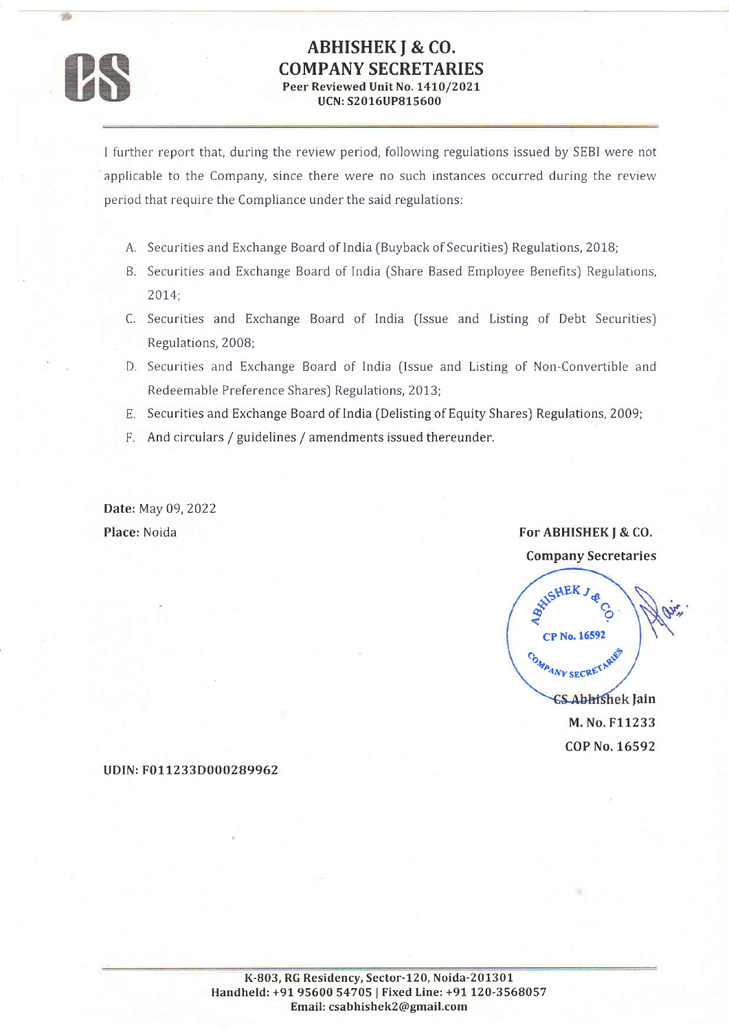I further report that, during the review period, following regulations issued by SEBI were not applicable to the Company, since there were no such instances occurred during the review period that require the Compliance under the said regulations:

A. Securities and Exchange Board of India (Buyback of Securities) Regulations, 2018;
B. Securities and Exchange Board of India (Share Based Employee Benefits) Regulations, 2014;
C. Securities and Exchange Board of India (Issue and Listing of Debt Securities) Regulations, 2008;
D. Securities and Exchange Board of India (Issue and Listing of Non-Convertible and Redeemable Preference Shares) Regulations, 2013;
E. Securities and Exchange Board of India (Delisting of Equity Shares) Regulations, 2009;
F. And circulars / guidelines / amendments issued thereunder.

**Date:** May 09, 2022
**Place:** Noida

**For ABHISHEK J & CO.**
**Company Secretaries**

**CS Abhishek Jain**
**M. No. F11233**
**COP No. 16592**

**UDIN: F011233D000289962**